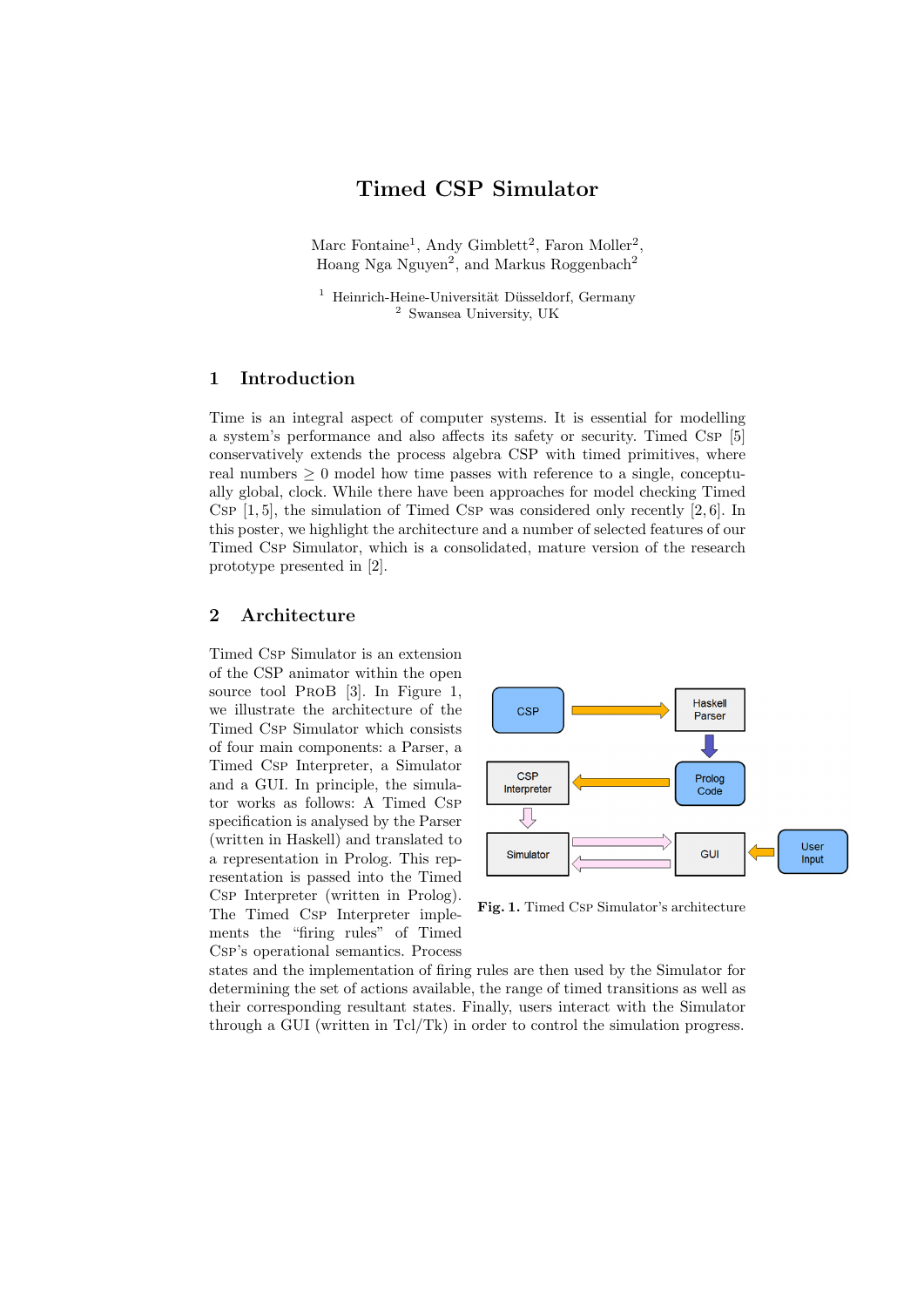# Timed CSP Simulator

Marc Fontaine[1], Andy Gimblett[2], Faron Moller[2], Hoang Nga Nguyen[2], and Markus Roggenbach[2]

[1] Heinrich-Heine-Universität Düsseldorf, Germany
[2] Swansea University, UK

## 1 Introduction

Time is an integral aspect of computer systems. It is essential for modelling a system's performance and also affects its safety or security. Timed CSP [5] conservatively extends the process algebra CSP with timed primitives, where real numbers $\geq 0$ model how time passes with reference to a single, conceptually global, clock. While there have been approaches for model checking Timed CSP [1, 5], the simulation of Timed CSP was considered only recently [2, 6]. In this poster, we highlight the architecture and a number of selected features of our Timed CSP Simulator, which is a consolidated, mature version of the research prototype presented in [2].

## 2 Architecture

Timed CSP Simulator is an extension of the CSP animator within the open source tool ProB [3]. In Figure 1, we illustrate the architecture of the Timed CSP Simulator which consists of four main components: a Parser, a Timed CSP Interpreter, a Simulator and a GUI. In principle, the simulator works as follows: A Timed CSP specification is analysed by the Parser (written in Haskell) and translated to a representation in Prolog. This representation is passed into the Timed CSP Interpreter (written in Prolog). The Timed CSP Interpreter implements the "firing rules" of Timed CSP's operational semantics. Process states and the implementation of firing rules are then used by the Simulator for determining the set of actions available, the range of timed transitions as well as their corresponding resultant states. Finally, users interact with the Simulator through a GUI (written in Tcl/Tk) in order to control the simulation progress.

**Fig. 1.** Timed CSP Simulator's architecture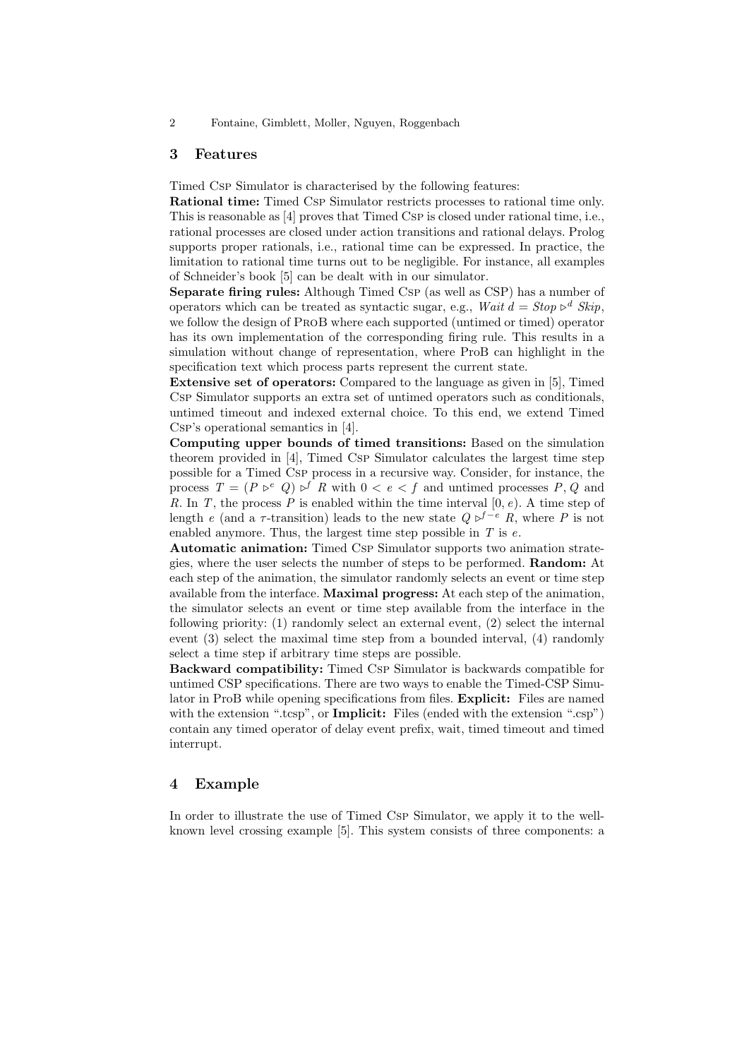## 3 Features

Timed CSP Simulator is characterised by the following features:

**Rational time:** Timed CSP Simulator restricts processes to rational time only. This is reasonable as [4] proves that Timed CSP is closed under rational time, i.e., rational processes are closed under action transitions and rational delays. Prolog supports proper rationals, i.e., rational time can be expressed. In practice, the limitation to rational time turns out to be negligible. For instance, all examples of Schneider's book [5] can be dealt with in our simulator.

**Separate firing rules:** Although Timed CSP (as well as CSP) has a number of operators which can be treated as syntactic sugar, e.g., $Wait\ d = Stop \triangleright^d Skip$, we follow the design of PROB where each supported (untimed or timed) operator has its own implementation of the corresponding firing rule. This results in a simulation without change of representation, where ProB can highlight in the specification text which process parts represent the current state.

**Extensive set of operators:** Compared to the language as given in [5], Timed CSP Simulator supports an extra set of untimed operators such as conditionals, untimed timeout and indexed external choice. To this end, we extend Timed CSP's operational semantics in [4].

**Computing upper bounds of timed transitions:** Based on the simulation theorem provided in [4], Timed CSP Simulator calculates the largest time step possible for a Timed CSP process in a recursive way. Consider, for instance, the process $T = (P \triangleright^e Q) \triangleright^f R$ with $0 < e < f$ and untimed processes $P, Q$ and $R$. In $T$, the process $P$ is enabled within the time interval $[0, e)$. A time step of length $e$ (and a $\tau$-transition) leads to the new state $Q \triangleright^{f-e} R$, where $P$ is not enabled anymore. Thus, the largest time step possible in $T$ is $e$.

**Automatic animation:** Timed CSP Simulator supports two animation strategies, where the user selects the number of steps to be performed. **Random:** At each step of the animation, the simulator randomly selects an event or time step available from the interface. **Maximal progress:** At each step of the animation, the simulator selects an event or time step available from the interface in the following priority: (1) randomly select an external event, (2) select the internal event (3) select the maximal time step from a bounded interval, (4) randomly select a time step if arbitrary time steps are possible.

**Backward compatibility:** Timed CSP Simulator is backwards compatible for untimed CSP specifications. There are two ways to enable the Timed-CSP Simulator in ProB while opening specifications from files. **Explicit:** Files are named with the extension ".tcsp", or **Implicit:** Files (ended with the extension ".csp") contain any timed operator of delay event prefix, wait, timed timeout and timed interrupt.

## 4 Example

In order to illustrate the use of Timed CSP Simulator, we apply it to the well-known level crossing example [5]. This system consists of three components: a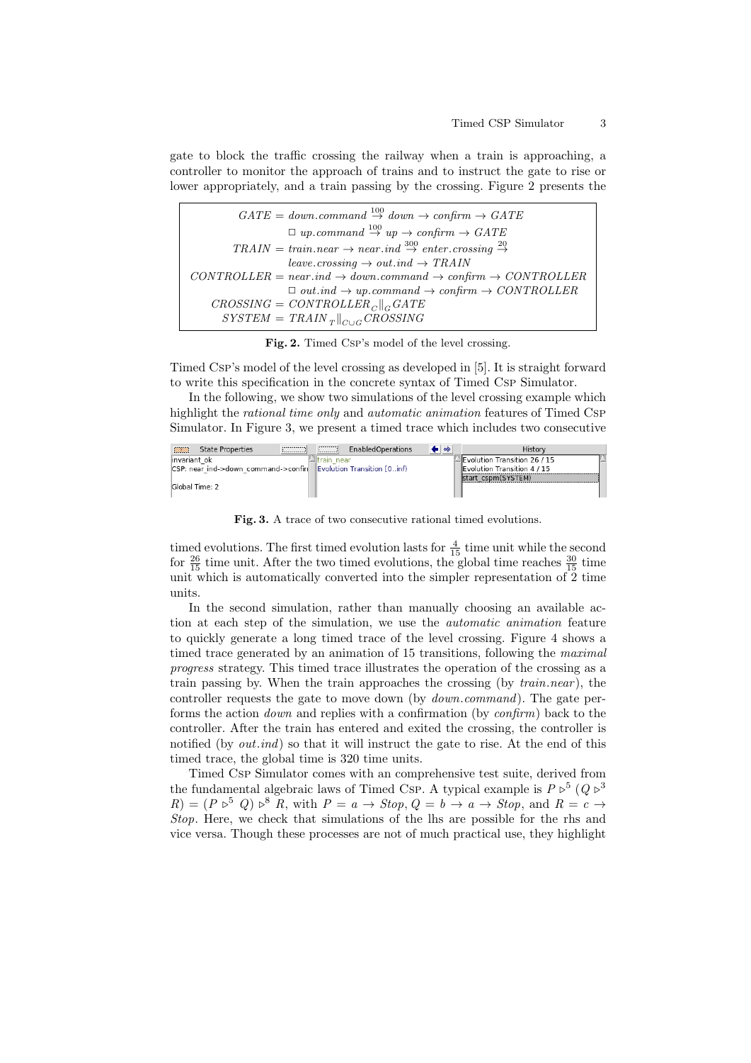gate to block the traffic crossing the railway when a train is approaching, a controller to monitor the approach of trains and to instruct the gate to rise or lower appropriately, and a train passing by the crossing. Figure 2 presents the

$$
\begin{aligned}
GATE &= down.command \overset{100}{\rightarrow} down \rightarrow confirm \rightarrow GATE \\
&\quad \Box\ up.command \overset{100}{\rightarrow} up \rightarrow confirm \rightarrow GATE \\
TRAIN &= train.near \rightarrow near.ind \overset{300}{\rightarrow} enter.crossing \overset{20}{\rightarrow} \\
&\quad leave.crossing \rightarrow out.ind \rightarrow TRAIN \\
CONTROLLER &= near.ind \rightarrow down.command \rightarrow confirm \rightarrow CONTROLLER \\
&\quad \Box\ out.ind \rightarrow up.command \rightarrow confirm \rightarrow CONTROLLER \\
CROSSING &= CONTROLLER\,{}_{C}\|_{G}\,GATE \\
SYSTEM &= TRAIN\,{}_{T}\|_{C \cup G}\,CROSSING
\end{aligned}
$$

**Fig. 2.** Timed CSP's model of the level crossing.

Timed CSP's model of the level crossing as developed in [5]. It is straight forward to write this specification in the concrete syntax of Timed CSP Simulator.

In the following, we show two simulations of the level crossing example which highlight the *rational time only* and *automatic animation* features of Timed CSP Simulator. In Figure 3, we present a timed trace which includes two consecutive

| State Properties | EnabledOperations | History |
|---|---|---|
| invariant_ok | train_near | Evolution Transition 26 / 15 |
| CSP: near_ind->down_command->confirı | Evolution Transition [0..inf) | Evolution Transition 4 / 15 |
| | | start_cspm(SYSTEM) |
| Global Time: 2 | | |

**Fig. 3.** A trace of two consecutive rational timed evolutions.

timed evolutions. The first timed evolution lasts for $\frac{4}{15}$ time unit while the second for $\frac{26}{15}$ time unit. After the two timed evolutions, the global time reaches $\frac{30}{15}$ time unit which is automatically converted into the simpler representation of 2 time units.

In the second simulation, rather than manually choosing an available action at each step of the simulation, we use the *automatic animation* feature to quickly generate a long timed trace of the level crossing. Figure 4 shows a timed trace generated by an animation of 15 transitions, following the *maximal progress* strategy. This timed trace illustrates the operation of the crossing as a train passing by. When the train approaches the crossing (by *train.near*), the controller requests the gate to move down (by *down.command*). The gate performs the action *down* and replies with a confirmation (by *confirm*) back to the controller. After the train has entered and exited the crossing, the controller is notified (by *out.ind*) so that it will instruct the gate to rise. At the end of this timed trace, the global time is 320 time units.

Timed CSP Simulator comes with an comprehensive test suite, derived from the fundamental algebraic laws of Timed CSP. A typical example is $P \rhd^5 (Q \rhd^3 R) = (P \rhd^5 Q) \rhd^8 R$, with $P = a \rightarrow Stop$, $Q = b \rightarrow a \rightarrow Stop$, and $R = c \rightarrow Stop$. Here, we check that simulations of the lhs are possible for the rhs and vice versa. Though these processes are not of much practical use, they highlight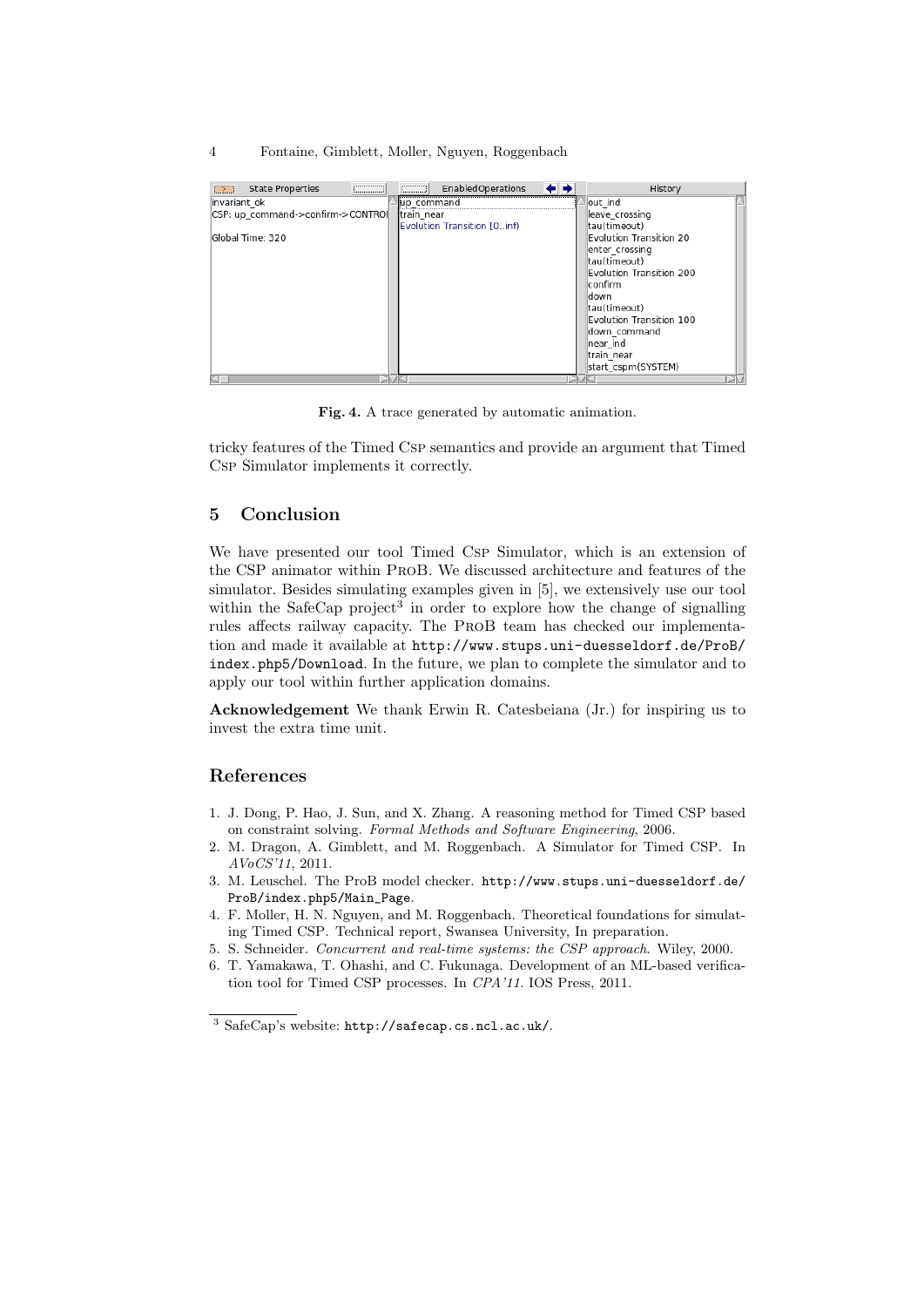State Properties
invariant_ok
CSP: up_command->confirm->CONTROI
Global Time: 320

EnabledOperations
up_command
train_near
Evolution Transition [0..inf)

History
out_ind
leave_crossing
tau(timeout)
Evolution Transition 20
enter_crossing
tau(timeout)
Evolution Transition 200
confirm
down
tau(timeout)
Evolution Transition 100
down_command
near_ind
train_near
start_cspm(SYSTEM)

**Fig. 4.** A trace generated by automatic animation.

tricky features of the Timed Csp semantics and provide an argument that Timed Csp Simulator implements it correctly.

## 5 Conclusion

We have presented our tool Timed Csp Simulator, which is an extension of the CSP animator within ProB. We discussed architecture and features of the simulator. Besides simulating examples given in [5], we extensively use our tool within the SafeCap project[3] in order to explore how the change of signalling rules affects railway capacity. The ProB team has checked our implementation and made it available at `http://www.stups.uni-duesseldorf.de/ProB/index.php5/Download`. In the future, we plan to complete the simulator and to apply our tool within further application domains.

**Acknowledgement** We thank Erwin R. Catesbeiana (Jr.) for inspiring us to invest the extra time unit.

## References

1. J. Dong, P. Hao, J. Sun, and X. Zhang. A reasoning method for Timed CSP based on constraint solving. *Formal Methods and Software Engineering*, 2006.
2. M. Dragon, A. Gimblett, and M. Roggenbach. A Simulator for Timed CSP. In *AVoCS'11*, 2011.
3. M. Leuschel. The ProB model checker. `http://www.stups.uni-duesseldorf.de/ProB/index.php5/Main_Page`.
4. F. Moller, H. N. Nguyen, and M. Roggenbach. Theoretical foundations for simulating Timed CSP. Technical report, Swansea University, In preparation.
5. S. Schneider. *Concurrent and real-time systems: the CSP approach*. Wiley, 2000.
6. T. Yamakawa, T. Ohashi, and C. Fukunaga. Development of an ML-based verification tool for Timed CSP processes. In *CPA'11*. IOS Press, 2011.

[3] SafeCap's website: `http://safecap.cs.ncl.ac.uk/`.